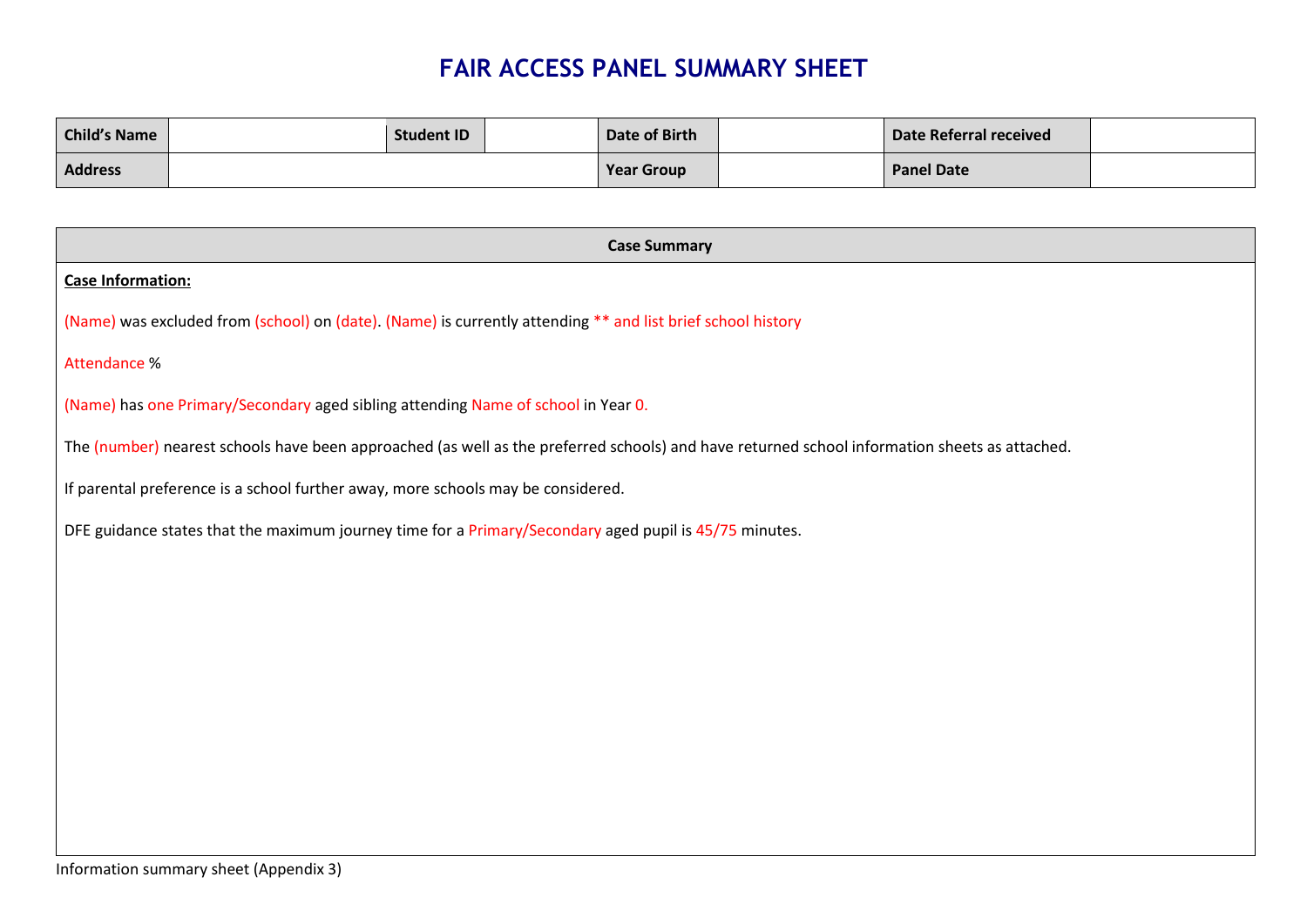# FAIR ACCESS PANEL SUMMARY SHEET

| **Child's Name** | | **Student ID** | | **Date of Birth** | | **Date Referral received** | |
|---|---|---|---|---|---|---|---|
| **Address** | | | | **Year Group** | | **Panel Date** | |

| **Case Summary** |
|---|
| **Case Information:**<br><br>(Name) was excluded from (school) on (date). (Name) is currently attending ** and list brief school history<br><br>Attendance %<br><br>(Name) has one Primary/Secondary aged sibling attending Name of school in Year 0.<br><br>The (number) nearest schools have been approached (as well as the preferred schools) and have returned school information sheets as attached.<br><br>If parental preference is a school further away, more schools may be considered.<br><br>DFE guidance states that the maximum journey time for a Primary/Secondary aged pupil is 45/75 minutes. |

Information summary sheet (Appendix 3)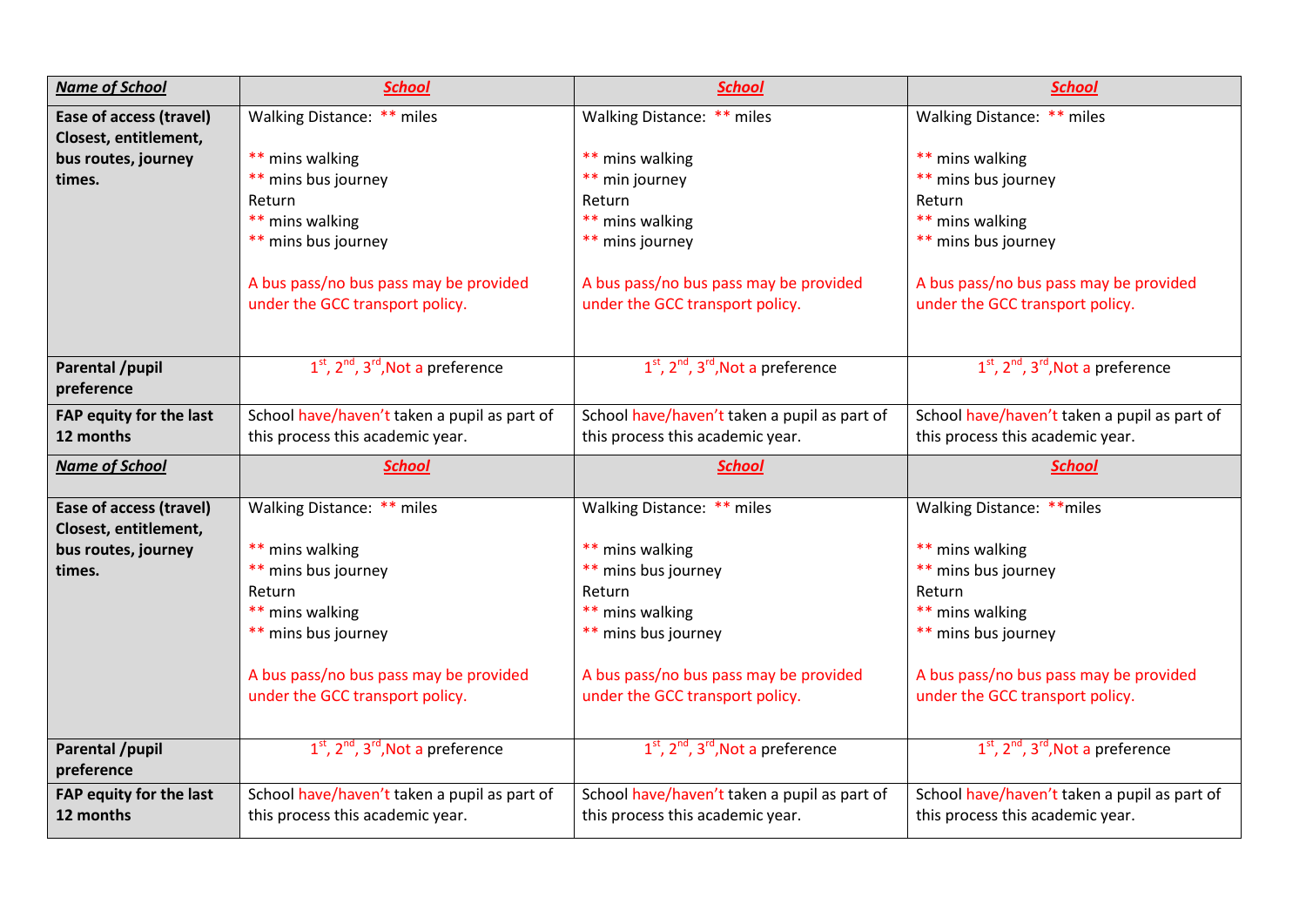| ***Name of School*** | ***School*** | ***School*** | ***School*** |
| --- | --- | --- | --- |
| **Ease of access (travel) Closest, entitlement, bus routes, journey times.** | Walking Distance: ** miles<br><br>** mins walking<br>** mins bus journey<br>Return<br>** mins walking<br>** mins bus journey<br><br>A bus pass/no bus pass may be provided under the GCC transport policy. | Walking Distance: ** miles<br><br>** mins walking<br>** min journey<br>Return<br>** mins walking<br>** mins journey<br><br>A bus pass/no bus pass may be provided under the GCC transport policy. | Walking Distance: ** miles<br><br>** mins walking<br>** mins bus journey<br>Return<br>** mins walking<br>** mins bus journey<br><br>A bus pass/no bus pass may be provided under the GCC transport policy. |
| **Parental /pupil preference** | 1st, 2nd, 3rd,Not a preference | 1st, 2nd, 3rd,Not a preference | 1st, 2nd, 3rd,Not a preference |
| **FAP equity for the last 12 months** | School have/haven't taken a pupil as part of this process this academic year. | School have/haven't taken a pupil as part of this process this academic year. | School have/haven't taken a pupil as part of this process this academic year. |
| ***Name of School*** | ***School*** | ***School*** | ***School*** |
| **Ease of access (travel) Closest, entitlement, bus routes, journey times.** | Walking Distance: ** miles<br><br>** mins walking<br>** mins bus journey<br>Return<br>** mins walking<br>** mins bus journey<br><br>A bus pass/no bus pass may be provided under the GCC transport policy. | Walking Distance: ** miles<br><br>** mins walking<br>** mins bus journey<br>Return<br>** mins walking<br>** mins bus journey<br><br>A bus pass/no bus pass may be provided under the GCC transport policy. | Walking Distance: **miles<br><br>** mins walking<br>** mins bus journey<br>Return<br>** mins walking<br>** mins bus journey<br><br>A bus pass/no bus pass may be provided under the GCC transport policy. |
| **Parental /pupil preference** | 1st, 2nd, 3rd,Not a preference | 1st, 2nd, 3rd,Not a preference | 1st, 2nd, 3rd,Not a preference |
| **FAP equity for the last 12 months** | School have/haven't taken a pupil as part of this process this academic year. | School have/haven't taken a pupil as part of this process this academic year. | School have/haven't taken a pupil as part of this process this academic year. |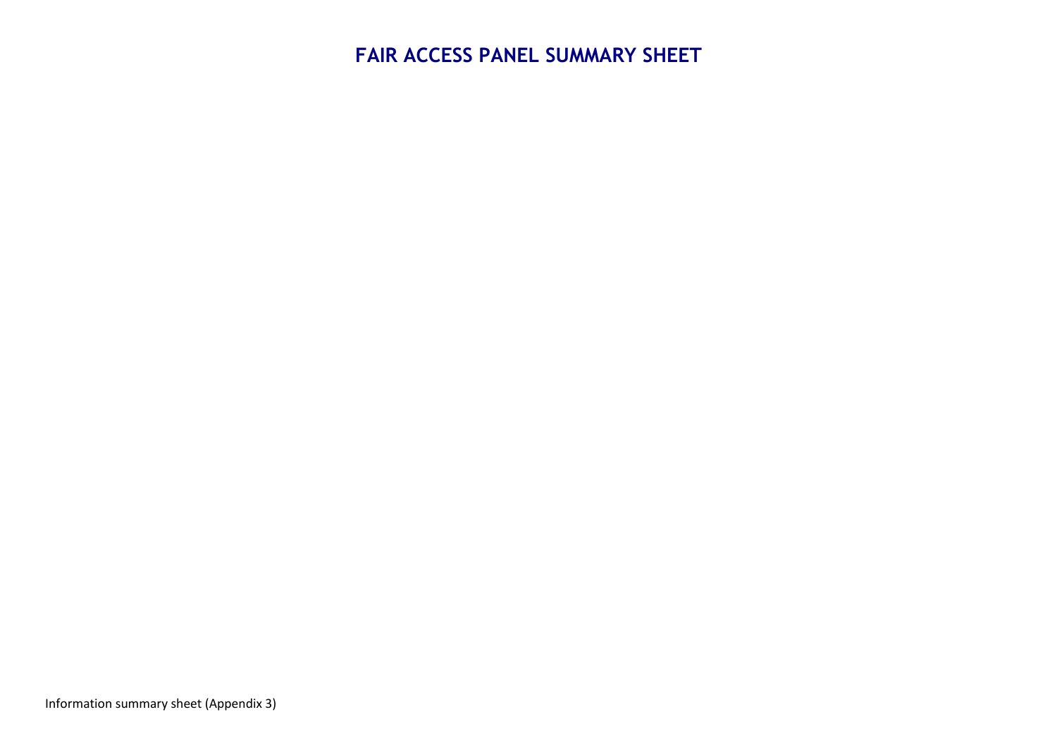# FAIR ACCESS PANEL SUMMARY SHEET

Information summary sheet (Appendix 3)